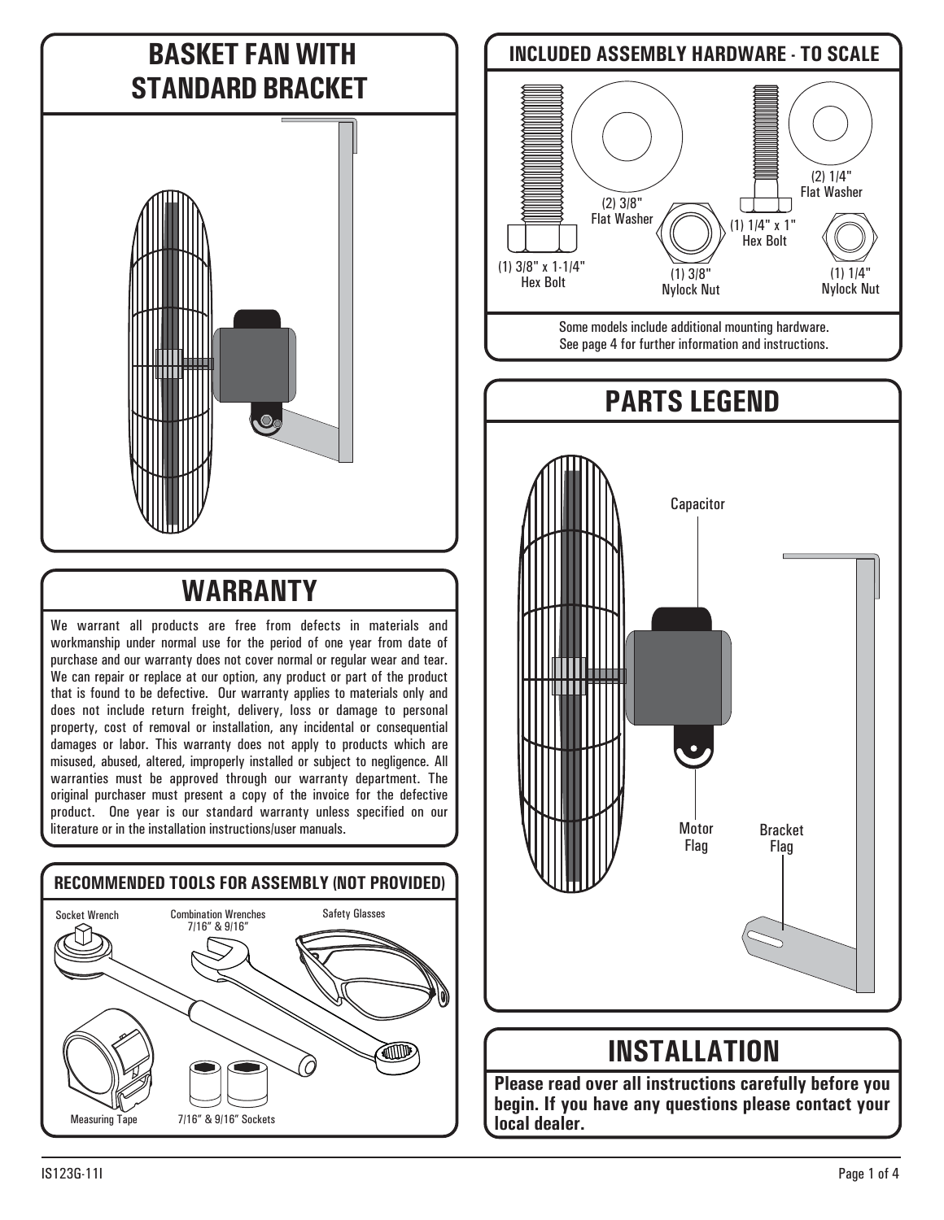# BASKET FAN WITH STANDARD BRACKET

## WARRANTY

We warrant all products are free from defects in materials and workmanship under normal use for the period of one year from date of purchase and our warranty does not cover normal or regular wear and tear. We can repair or replace at our option, any product or part of the product that is found to be defective. Our warranty applies to materials only and does not include return freight, delivery, loss or damage to personal property, cost of removal or installation, any incidental or consequential damages or labor. This warranty does not apply to products which are misused, abused, altered, improperly installed or subject to negligence. All warranties must be approved through our warranty department. The original purchaser must present a copy of the invoice for the defective product. One year is our standard warranty unless specified on our literature or in the installation instructions/user manuals.

### RECOMMENDED TOOLS FOR ASSEMBLY (NOT PROVIDED)

- Socket Wrench
- Combination Wrenches 7/16" & 9/16"
- Safety Glasses
- Measuring Tape
- 7/16" & 9/16" Sockets

### INCLUDED ASSEMBLY HARDWARE - TO SCALE

- (1) 3/8" x 1-1/4" Hex Bolt
- (2) 3/8" Flat Washer
- (1) 3/8" Nylock Nut
- (1) 1/4" x 1" Hex Bolt
- (2) 1/4" Flat Washer
- (1) 1/4" Nylock Nut

Some models include additional mounting hardware.
See page 4 for further information and instructions.

## PARTS LEGEND

- Capacitor
- Motor Flag
- Bracket Flag

## INSTALLATION

**Please read over all instructions carefully before you begin. If you have any questions please contact your local dealer.**

IS123G-11I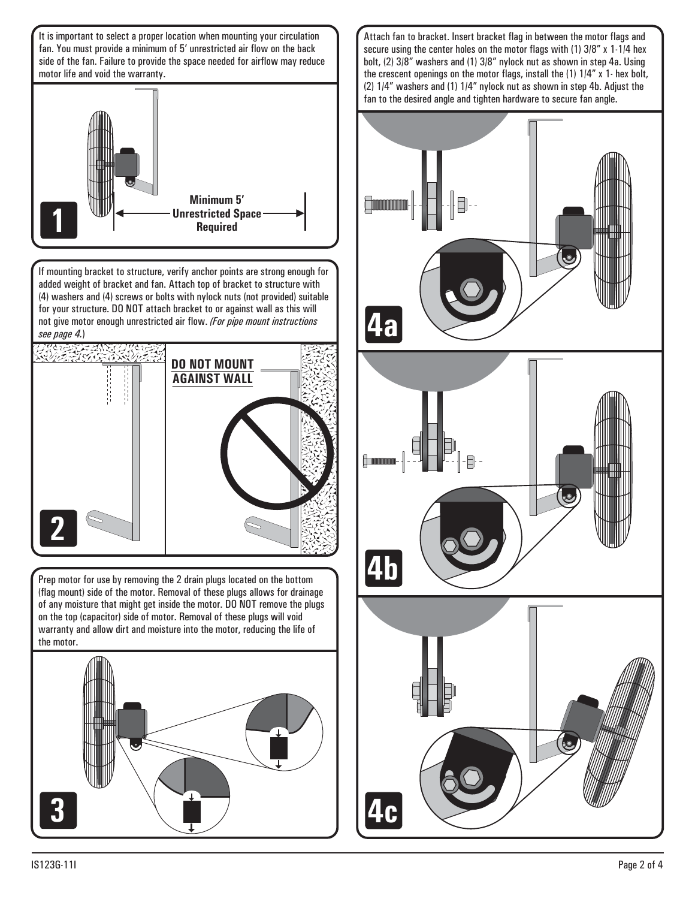It is important to select a proper location when mounting your circulation fan. You must provide a minimum of 5' unrestricted air flow on the back side of the fan. Failure to provide the space needed for airflow may reduce motor life and void the warranty.

**Minimum 5' Unrestricted Space Required**

**1**

If mounting bracket to structure, verify anchor points are strong enough for added weight of bracket and fan. Attach top of bracket to structure with (4) washers and (4) screws or bolts with nylock nuts (not provided) suitable for your structure. DO NOT attach bracket to or against wall as this will not give motor enough unrestricted air flow. *(For pipe mount instructions see page 4.)*

**DO NOT MOUNT AGAINST WALL**

**2**

Prep motor for use by removing the 2 drain plugs located on the bottom (flag mount) side of the motor. Removal of these plugs allows for drainage of any moisture that might get inside the motor. DO NOT remove the plugs on the top (capacitor) side of motor. Removal of these plugs will void warranty and allow dirt and moisture into the motor, reducing the life of the motor.

**3**

Attach fan to bracket. Insert bracket flag in between the motor flags and secure using the center holes on the motor flags with (1) 3/8" x 1-1/4 hex bolt, (2) 3/8" washers and (1) 3/8" nylock nut as shown in step 4a. Using the crescent openings on the motor flags, install the (1) 1/4" x 1- hex bolt, (2) 1/4" washers and (1) 1/4" nylock nut as shown in step 4b. Adjust the fan to the desired angle and tighten hardware to secure fan angle.

**4a**

**4b**

**4c**

IS123G-11I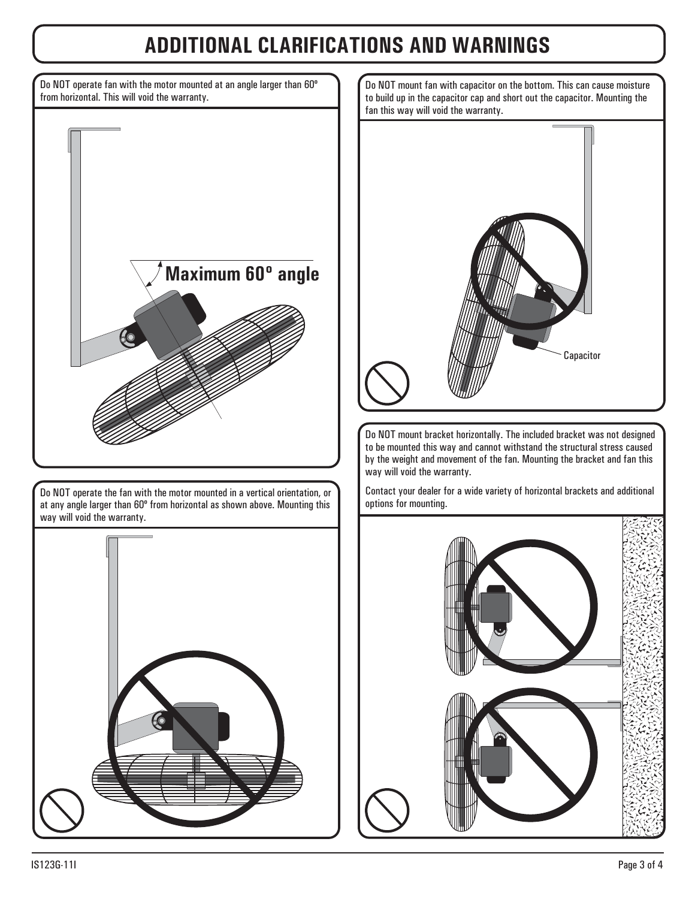# ADDITIONAL CLARIFICATIONS AND WARNINGS

Do NOT operate fan with the motor mounted at an angle larger than 60º from horizontal. This will void the warranty.

**Maximum 60º angle**

Do NOT operate the fan with the motor mounted in a vertical orientation, or at any angle larger than 60º from horizontal as shown above. Mounting this way will void the warranty.

Do NOT mount fan with capacitor on the bottom. This can cause moisture to build up in the capacitor cap and short out the capacitor. Mounting the fan this way will void the warranty.

Capacitor

Do NOT mount bracket horizontally. The included bracket was not designed to be mounted this way and cannot withstand the structural stress caused by the weight and movement of the fan. Mounting the bracket and fan this way will void the warranty.

Contact your dealer for a wide variety of horizontal brackets and additional options for mounting.

IS123G-11I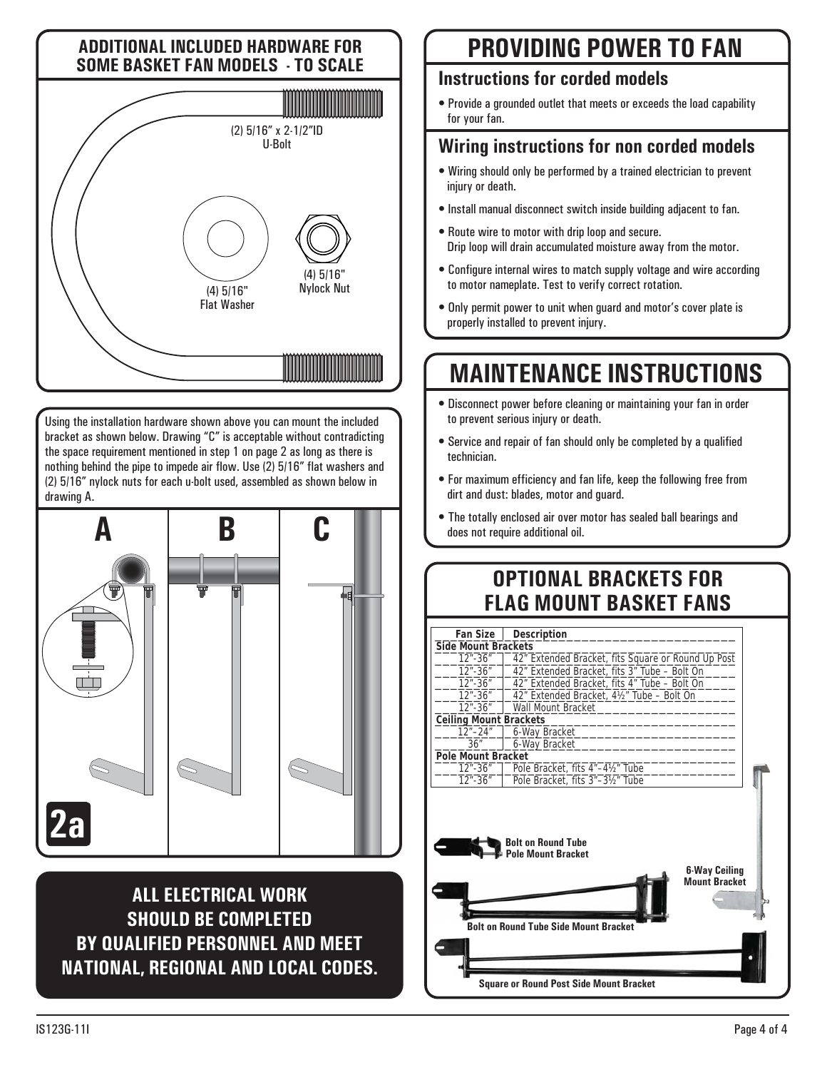## ADDITIONAL INCLUDED HARDWARE FOR SOME BASKET FAN MODELS - TO SCALE

(2) 5/16" x 2-1/2"ID U-Bolt

(4) 5/16" Flat Washer

(4) 5/16" Nylock Nut

Using the installation hardware shown above you can mount the included bracket as shown below. Drawing "C" is acceptable without contradicting the space requirement mentioned in step 1 on page 2 as long as there is nothing behind the pipe to impede air flow. Use (2) 5/16" flat washers and (2) 5/16" nylock nuts for each u-bolt used, assembled as shown below in drawing A.

A B C

2a

**ALL ELECTRICAL WORK SHOULD BE COMPLETED BY QUALIFIED PERSONNEL AND MEET NATIONAL, REGIONAL AND LOCAL CODES.**

# PROVIDING POWER TO FAN

## Instructions for corded models

- Provide a grounded outlet that meets or exceeds the load capability for your fan.

## Wiring instructions for non corded models

- Wiring should only be performed by a trained electrician to prevent injury or death.
- Install manual disconnect switch inside building adjacent to fan.
- Route wire to motor with drip loop and secure. Drip loop will drain accumulated moisture away from the motor.
- Configure internal wires to match supply voltage and wire according to motor nameplate. Test to verify correct rotation.
- Only permit power to unit when guard and motor's cover plate is properly installed to prevent injury.

# MAINTENANCE INSTRUCTIONS

- Disconnect power before cleaning or maintaining your fan in order to prevent serious injury or death.
- Service and repair of fan should only be completed by a qualified technician.
- For maximum efficiency and fan life, keep the following free from dirt and dust: blades, motor and guard.
- The totally enclosed air over motor has sealed ball bearings and does not require additional oil.

# OPTIONAL BRACKETS FOR FLAG MOUNT BASKET FANS

| Fan Size | Description |
|---|---|
| **Side Mount Brackets** | |
| 12"-36" | 42" Extended Bracket, fits Square or Round Up Post |
| 12"-36" | 42" Extended Bracket, fits 3" Tube – Bolt On |
| 12"-36" | 42" Extended Bracket, fits 4" Tube – Bolt On |
| 12"-36" | 42" Extended Bracket, 4½" Tube – Bolt On |
| 12"-36" | Wall Mount Bracket |
| **Ceiling Mount Brackets** | |
| 12"-24" | 6-Way Bracket |
| 36" | 6-Way Bracket |
| **Pole Mount Bracket** | |
| 12"-36" | Pole Bracket, fits 4"-4½" Tube |
| 12"-36" | Pole Bracket, fits 3"-3½" Tube |

Bolt on Round Tube Pole Mount Bracket

6-Way Ceiling Mount Bracket

Bolt on Round Tube Side Mount Bracket

Square or Round Post Side Mount Bracket

IS123G-11I